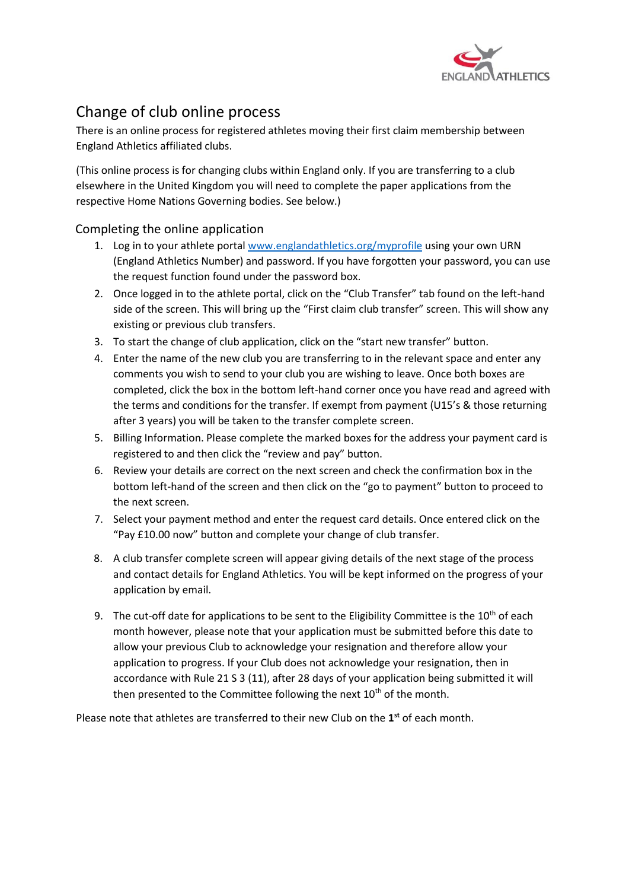# Change of club online process

There is an online process for registered athletes moving their first claim membership between England Athletics affiliated clubs.

(This online process is for changing clubs within England only. If you are transferring to a club elsewhere in the United Kingdom you will need to complete the paper applications from the respective Home Nations Governing bodies. See below.)

## Completing the online application

1. Log in to your athlete portal [www.englandathletics.org/myprofile](www.englandathletics.org/myprofile) using your own URN (England Athletics Number) and password. If you have forgotten your password, you can use the request function found under the password box.
2. Once logged in to the athlete portal, click on the "Club Transfer" tab found on the left-hand side of the screen. This will bring up the "First claim club transfer" screen. This will show any existing or previous club transfers.
3. To start the change of club application, click on the "start new transfer" button.
4. Enter the name of the new club you are transferring to in the relevant space and enter any comments you wish to send to your club you are wishing to leave. Once both boxes are completed, click the box in the bottom left-hand corner once you have read and agreed with the terms and conditions for the transfer. If exempt from payment (U15's & those returning after 3 years) you will be taken to the transfer complete screen.
5. Billing Information. Please complete the marked boxes for the address your payment card is registered to and then click the "review and pay" button.
6. Review your details are correct on the next screen and check the confirmation box in the bottom left-hand of the screen and then click on the "go to payment" button to proceed to the next screen.
7. Select your payment method and enter the request card details. Once entered click on the "Pay £10.00 now" button and complete your change of club transfer.
8. A club transfer complete screen will appear giving details of the next stage of the process and contact details for England Athletics. You will be kept informed on the progress of your application by email.
9. The cut-off date for applications to be sent to the Eligibility Committee is the 10th of each month however, please note that your application must be submitted before this date to allow your previous Club to acknowledge your resignation and therefore allow your application to progress. If your Club does not acknowledge your resignation, then in accordance with Rule 21 S 3 (11), after 28 days of your application being submitted it will then presented to the Committee following the next 10th of the month.

Please note that athletes are transferred to their new Club on the **1st** of each month.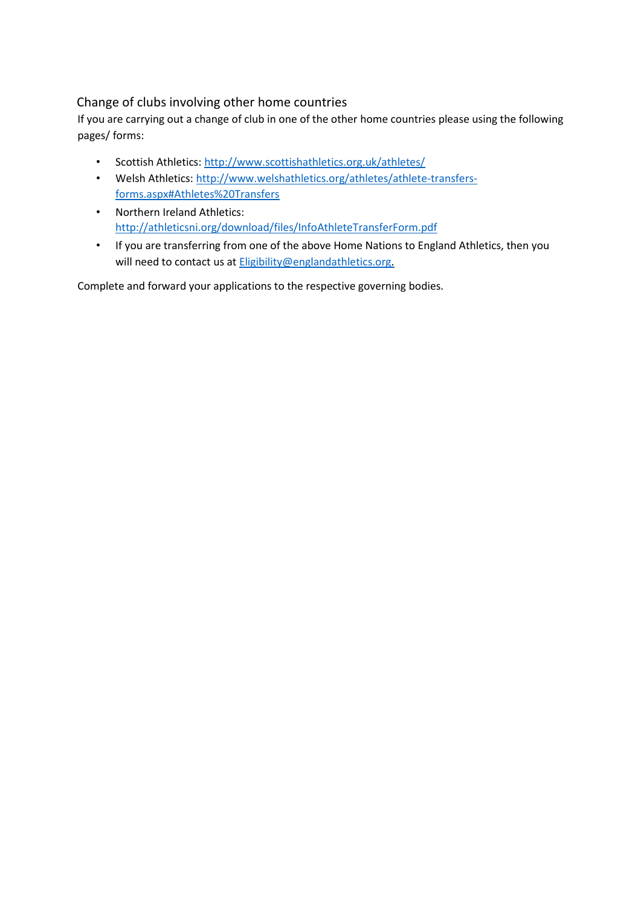## Change of clubs involving other home countries

If you are carrying out a change of club in one of the other home countries please using the following pages/ forms:

- Scottish Athletics: http://www.scottishathletics.org.uk/athletes/
- Welsh Athletics: http://www.welshathletics.org/athletes/athlete-transfers-forms.aspx#Athletes%20Transfers
- Northern Ireland Athletics: http://athleticsni.org/download/files/InfoAthleteTransferForm.pdf
- If you are transferring from one of the above Home Nations to England Athletics, then you will need to contact us at Eligibility@englandathletics.org.

Complete and forward your applications to the respective governing bodies.